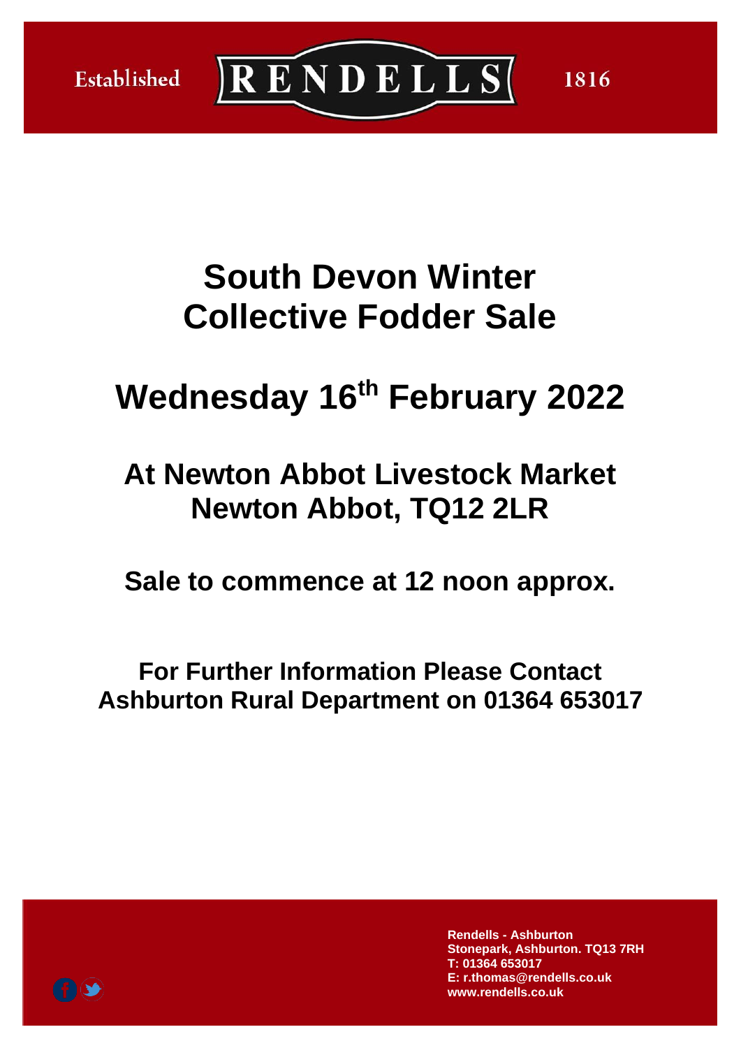Established **RENDELLS** 1816

# South Devon Winter Collective Fodder Sale

## Wednesday 16th February 2022

## At Newton Abbot Livestock Market Newton Abbot, TQ12 2LR

### Sale to commence at 12 noon approx.

### For Further Information Please Contact Ashburton Rural Department on 01364 653017

**Rendells - Ashburton**
**Stonepark, Ashburton. TQ13 7RH**
**T: 01364 653017**
**E: r.thomas@rendells.co.uk**
**www.rendells.co.uk**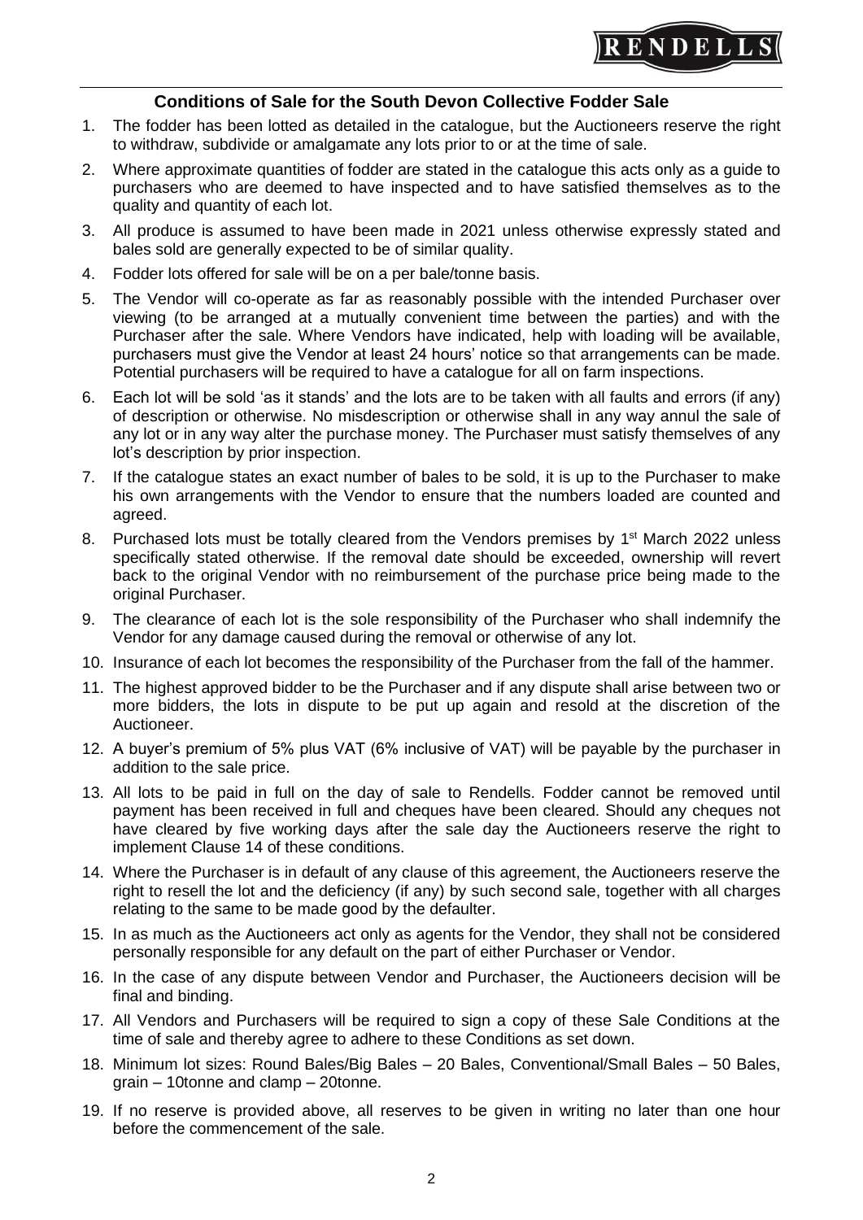## Conditions of Sale for the South Devon Collective Fodder Sale

1. The fodder has been lotted as detailed in the catalogue, but the Auctioneers reserve the right to withdraw, subdivide or amalgamate any lots prior to or at the time of sale.
2. Where approximate quantities of fodder are stated in the catalogue this acts only as a guide to purchasers who are deemed to have inspected and to have satisfied themselves as to the quality and quantity of each lot.
3. All produce is assumed to have been made in 2021 unless otherwise expressly stated and bales sold are generally expected to be of similar quality.
4. Fodder lots offered for sale will be on a per bale/tonne basis.
5. The Vendor will co-operate as far as reasonably possible with the intended Purchaser over viewing (to be arranged at a mutually convenient time between the parties) and with the Purchaser after the sale. Where Vendors have indicated, help with loading will be available, purchasers must give the Vendor at least 24 hours' notice so that arrangements can be made. Potential purchasers will be required to have a catalogue for all on farm inspections.
6. Each lot will be sold 'as it stands' and the lots are to be taken with all faults and errors (if any) of description or otherwise. No misdescription or otherwise shall in any way annul the sale of any lot or in any way alter the purchase money. The Purchaser must satisfy themselves of any lot's description by prior inspection.
7. If the catalogue states an exact number of bales to be sold, it is up to the Purchaser to make his own arrangements with the Vendor to ensure that the numbers loaded are counted and agreed.
8. Purchased lots must be totally cleared from the Vendors premises by 1st March 2022 unless specifically stated otherwise. If the removal date should be exceeded, ownership will revert back to the original Vendor with no reimbursement of the purchase price being made to the original Purchaser.
9. The clearance of each lot is the sole responsibility of the Purchaser who shall indemnify the Vendor for any damage caused during the removal or otherwise of any lot.
10. Insurance of each lot becomes the responsibility of the Purchaser from the fall of the hammer.
11. The highest approved bidder to be the Purchaser and if any dispute shall arise between two or more bidders, the lots in dispute to be put up again and resold at the discretion of the Auctioneer.
12. A buyer's premium of 5% plus VAT (6% inclusive of VAT) will be payable by the purchaser in addition to the sale price.
13. All lots to be paid in full on the day of sale to Rendells. Fodder cannot be removed until payment has been received in full and cheques have been cleared. Should any cheques not have cleared by five working days after the sale day the Auctioneers reserve the right to implement Clause 14 of these conditions.
14. Where the Purchaser is in default of any clause of this agreement, the Auctioneers reserve the right to resell the lot and the deficiency (if any) by such second sale, together with all charges relating to the same to be made good by the defaulter.
15. In as much as the Auctioneers act only as agents for the Vendor, they shall not be considered personally responsible for any default on the part of either Purchaser or Vendor.
16. In the case of any dispute between Vendor and Purchaser, the Auctioneers decision will be final and binding.
17. All Vendors and Purchasers will be required to sign a copy of these Sale Conditions at the time of sale and thereby agree to adhere to these Conditions as set down.
18. Minimum lot sizes: Round Bales/Big Bales – 20 Bales, Conventional/Small Bales – 50 Bales, grain – 10tonne and clamp – 20tonne.
19. If no reserve is provided above, all reserves to be given in writing no later than one hour before the commencement of the sale.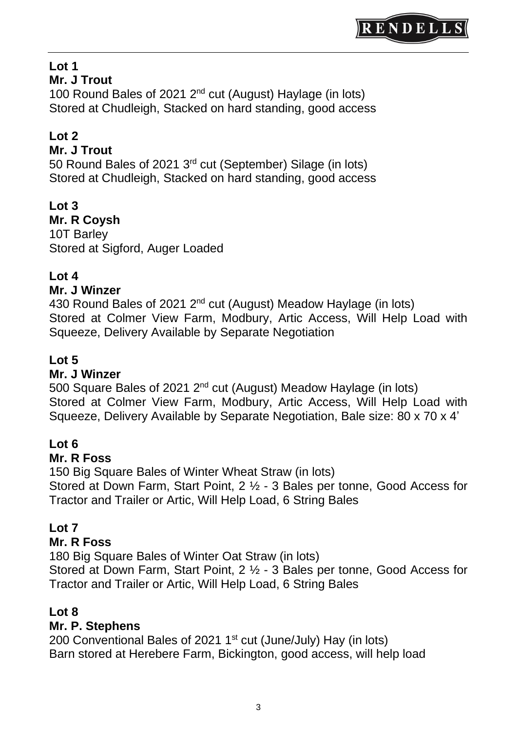### Lot 1

**Mr. J Trout**

100 Round Bales of 2021 2nd cut (August) Haylage (in lots)
Stored at Chudleigh, Stacked on hard standing, good access

### Lot 2

**Mr. J Trout**

50 Round Bales of 2021 3rd cut (September) Silage (in lots)
Stored at Chudleigh, Stacked on hard standing, good access

### Lot 3

**Mr. R Coysh**

10T Barley
Stored at Sigford, Auger Loaded

### Lot 4

**Mr. J Winzer**

430 Round Bales of 2021 2nd cut (August) Meadow Haylage (in lots)
Stored at Colmer View Farm, Modbury, Artic Access, Will Help Load with Squeeze, Delivery Available by Separate Negotiation

### Lot 5

**Mr. J Winzer**

500 Square Bales of 2021 2nd cut (August) Meadow Haylage (in lots)
Stored at Colmer View Farm, Modbury, Artic Access, Will Help Load with Squeeze, Delivery Available by Separate Negotiation, Bale size: 80 x 70 x 4'

### Lot 6

**Mr. R Foss**

150 Big Square Bales of Winter Wheat Straw (in lots)
Stored at Down Farm, Start Point, 2 ½ - 3 Bales per tonne, Good Access for Tractor and Trailer or Artic, Will Help Load, 6 String Bales

### Lot 7

**Mr. R Foss**

180 Big Square Bales of Winter Oat Straw (in lots)
Stored at Down Farm, Start Point, 2 ½ - 3 Bales per tonne, Good Access for Tractor and Trailer or Artic, Will Help Load, 6 String Bales

### Lot 8

**Mr. P. Stephens**

200 Conventional Bales of 2021 1st cut (June/July) Hay (in lots)
Barn stored at Herebere Farm, Bickington, good access, will help load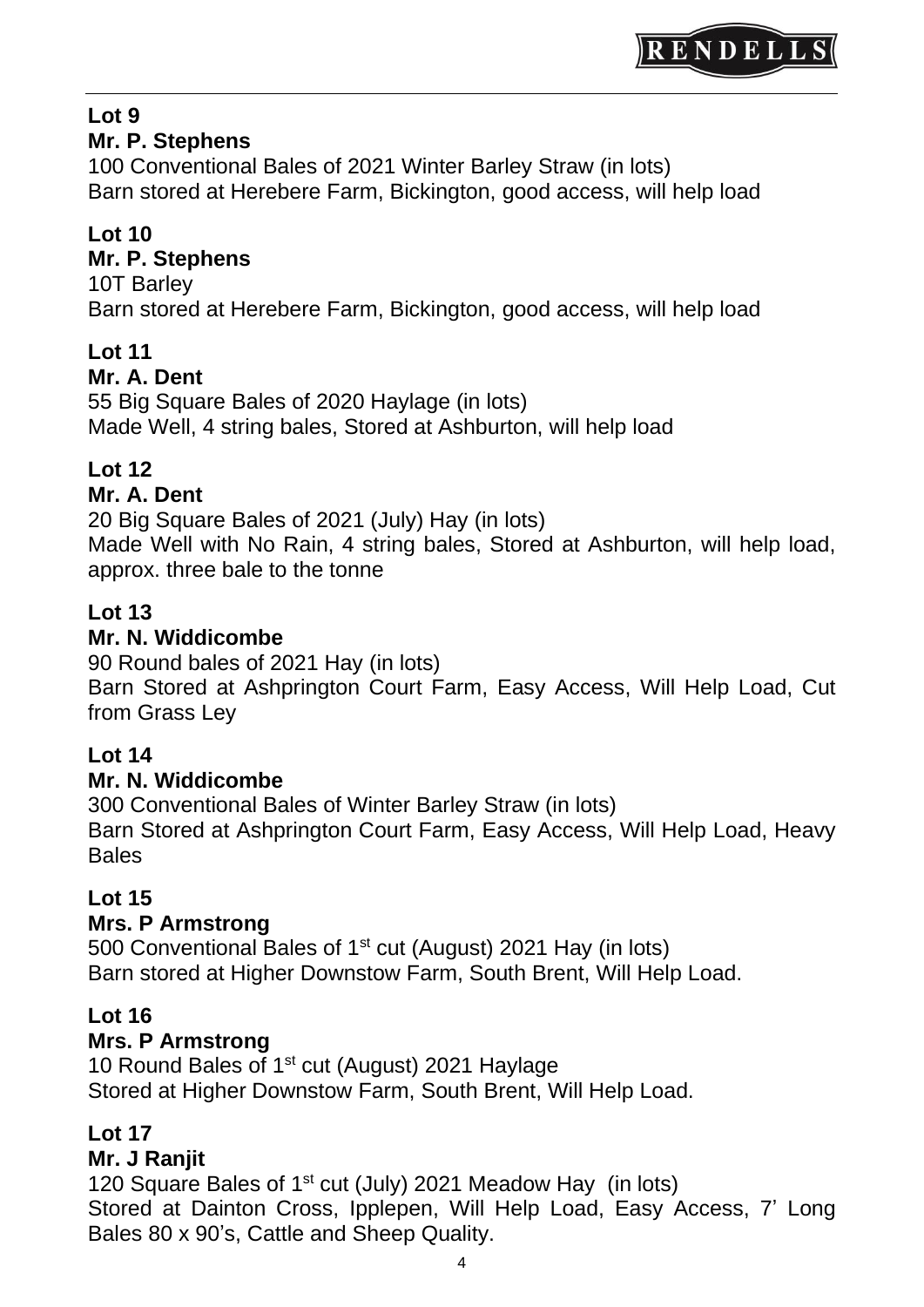**Lot 9**

**Mr. P. Stephens**

100 Conventional Bales of 2021 Winter Barley Straw (in lots)

Barn stored at Herebere Farm, Bickington, good access, will help load

**Lot 10**

**Mr. P. Stephens**

10T Barley

Barn stored at Herebere Farm, Bickington, good access, will help load

**Lot 11**

**Mr. A. Dent**

55 Big Square Bales of 2020 Haylage (in lots)

Made Well, 4 string bales, Stored at Ashburton, will help load

**Lot 12**

**Mr. A. Dent**

20 Big Square Bales of 2021 (July) Hay (in lots)

Made Well with No Rain, 4 string bales, Stored at Ashburton, will help load, approx. three bale to the tonne

**Lot 13**

**Mr. N. Widdicombe**

90 Round bales of 2021 Hay (in lots)

Barn Stored at Ashprington Court Farm, Easy Access, Will Help Load, Cut from Grass Ley

**Lot 14**

**Mr. N. Widdicombe**

300 Conventional Bales of Winter Barley Straw (in lots)

Barn Stored at Ashprington Court Farm, Easy Access, Will Help Load, Heavy Bales

**Lot 15**

**Mrs. P Armstrong**

500 Conventional Bales of 1st cut (August) 2021 Hay (in lots)

Barn stored at Higher Downstow Farm, South Brent, Will Help Load.

**Lot 16**

**Mrs. P Armstrong**

10 Round Bales of 1st cut (August) 2021 Haylage

Stored at Higher Downstow Farm, South Brent, Will Help Load.

**Lot 17**

**Mr. J Ranjit**

120 Square Bales of 1st cut (July) 2021 Meadow Hay (in lots)

Stored at Dainton Cross, Ipplepen, Will Help Load, Easy Access, 7' Long Bales 80 x 90's, Cattle and Sheep Quality.